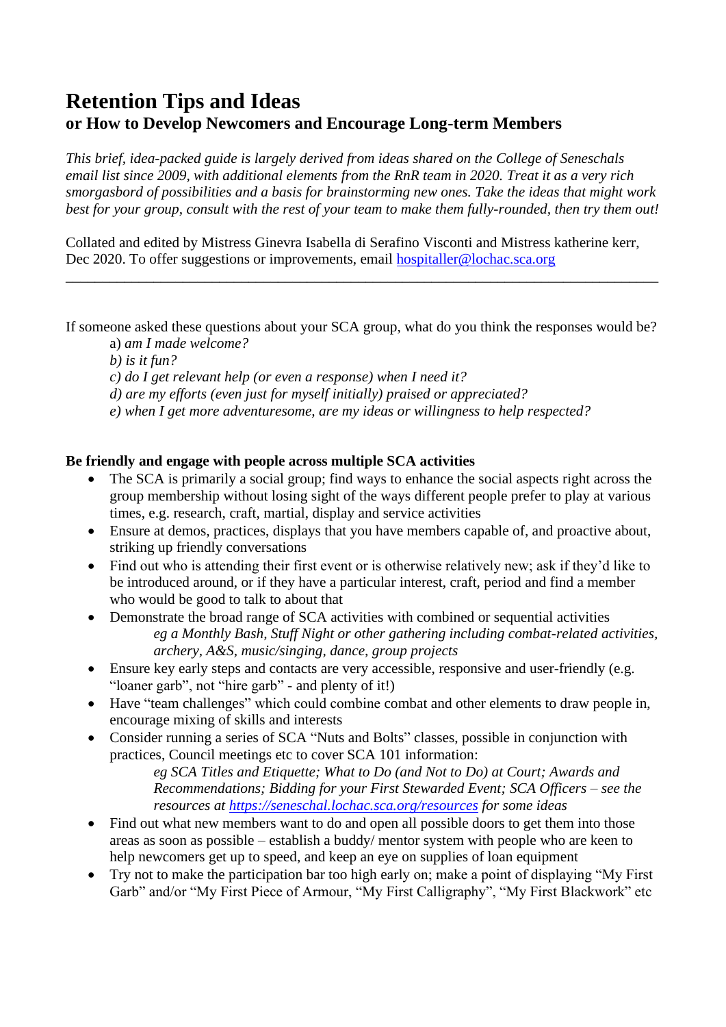# Retention Tips and Ideas
## or How to Develop Newcomers and Encourage Long-term Members

*This brief, idea-packed guide is largely derived from ideas shared on the College of Seneschals email list since 2009, with additional elements from the RnR team in 2020. Treat it as a very rich smorgasbord of possibilities and a basis for brainstorming new ones. Take the ideas that might work best for your group, consult with the rest of your team to make them fully-rounded, then try them out!*

Collated and edited by Mistress Ginevra Isabella di Serafino Visconti and Mistress katherine kerr, Dec 2020. To offer suggestions or improvements, email [hospitaller@lochac.sca.org](mailto:hospitaller@lochac.sca.org)

---

If someone asked these questions about your SCA group, what do you think the responses would be?

a) *am I made welcome?*
b) *is it fun?*
c) *do I get relevant help (or even a response) when I need it?*
d) *are my efforts (even just for myself initially) praised or appreciated?*
e) *when I get more adventuresome, are my ideas or willingness to help respected?*

**Be friendly and engage with people across multiple SCA activities**

- The SCA is primarily a social group; find ways to enhance the social aspects right across the group membership without losing sight of the ways different people prefer to play at various times, e.g. research, craft, martial, display and service activities
- Ensure at demos, practices, displays that you have members capable of, and proactive about, striking up friendly conversations
- Find out who is attending their first event or is otherwise relatively new; ask if they'd like to be introduced around, or if they have a particular interest, craft, period and find a member who would be good to talk to about that
- Demonstrate the broad range of SCA activities with combined or sequential activities
  *eg a Monthly Bash, Stuff Night or other gathering including combat-related activities, archery, A&S, music/singing, dance, group projects*
- Ensure key early steps and contacts are very accessible, responsive and user-friendly (e.g. "loaner garb", not "hire garb" - and plenty of it!)
- Have "team challenges" which could combine combat and other elements to draw people in, encourage mixing of skills and interests
- Consider running a series of SCA "Nuts and Bolts" classes, possible in conjunction with practices, Council meetings etc to cover SCA 101 information:
  *eg SCA Titles and Etiquette; What to Do (and Not to Do) at Court; Awards and Recommendations; Bidding for your First Stewarded Event; SCA Officers – see the resources at [https://seneschal.lochac.sca.org/resources](https://seneschal.lochac.sca.org/resources) for some ideas*
- Find out what new members want to do and open all possible doors to get them into those areas as soon as possible – establish a buddy/ mentor system with people who are keen to help newcomers get up to speed, and keep an eye on supplies of loan equipment
- Try not to make the participation bar too high early on; make a point of displaying "My First Garb" and/or "My First Piece of Armour, "My First Calligraphy", "My First Blackwork" etc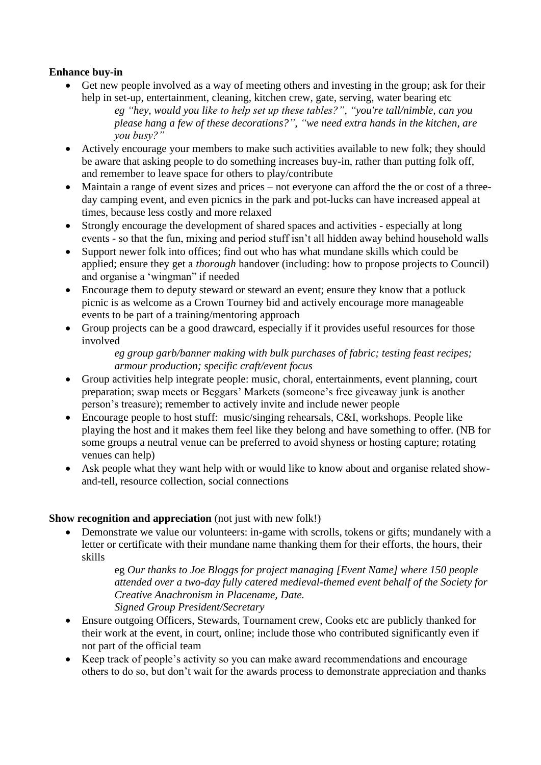**Enhance buy-in**

- Get new people involved as a way of meeting others and investing in the group; ask for their help in set-up, entertainment, cleaning, kitchen crew, gate, serving, water bearing etc
  
  *eg "hey, would you like to help set up these tables?", "you're tall/nimble, can you please hang a few of these decorations?", "we need extra hands in the kitchen, are you busy?"*
- Actively encourage your members to make such activities available to new folk; they should be aware that asking people to do something increases buy-in, rather than putting folk off, and remember to leave space for others to play/contribute
- Maintain a range of event sizes and prices – not everyone can afford the the or cost of a three-day camping event, and even picnics in the park and pot-lucks can have increased appeal at times, because less costly and more relaxed
- Strongly encourage the development of shared spaces and activities - especially at long events - so that the fun, mixing and period stuff isn't all hidden away behind household walls
- Support newer folk into offices; find out who has what mundane skills which could be applied; ensure they get a *thorough* handover (including: how to propose projects to Council) and organise a 'wingman" if needed
- Encourage them to deputy steward or steward an event; ensure they know that a potluck picnic is as welcome as a Crown Tourney bid and actively encourage more manageable events to be part of a training/mentoring approach
- Group projects can be a good drawcard, especially if it provides useful resources for those involved
  
  *eg group garb/banner making with bulk purchases of fabric; testing feast recipes; armour production; specific craft/event focus*
- Group activities help integrate people: music, choral, entertainments, event planning, court preparation; swap meets or Beggars' Markets (someone's free giveaway junk is another person's treasure); remember to actively invite and include newer people
- Encourage people to host stuff: music/singing rehearsals, C&I, workshops. People like playing the host and it makes them feel like they belong and have something to offer. (NB for some groups a neutral venue can be preferred to avoid shyness or hosting capture; rotating venues can help)
- Ask people what they want help with or would like to know about and organise related show-and-tell, resource collection, social connections

**Show recognition and appreciation** (not just with new folk!)

- Demonstrate we value our volunteers: in-game with scrolls, tokens or gifts; mundanely with a letter or certificate with their mundane name thanking them for their efforts, the hours, their skills
  
  eg *Our thanks to Joe Bloggs for project managing [Event Name] where 150 people attended over a two-day fully catered medieval-themed event behalf of the Society for Creative Anachronism in Placename, Date.*
  *Signed Group President/Secretary*
- Ensure outgoing Officers, Stewards, Tournament crew, Cooks etc are publicly thanked for their work at the event, in court, online; include those who contributed significantly even if not part of the official team
- Keep track of people's activity so you can make award recommendations and encourage others to do so, but don't wait for the awards process to demonstrate appreciation and thanks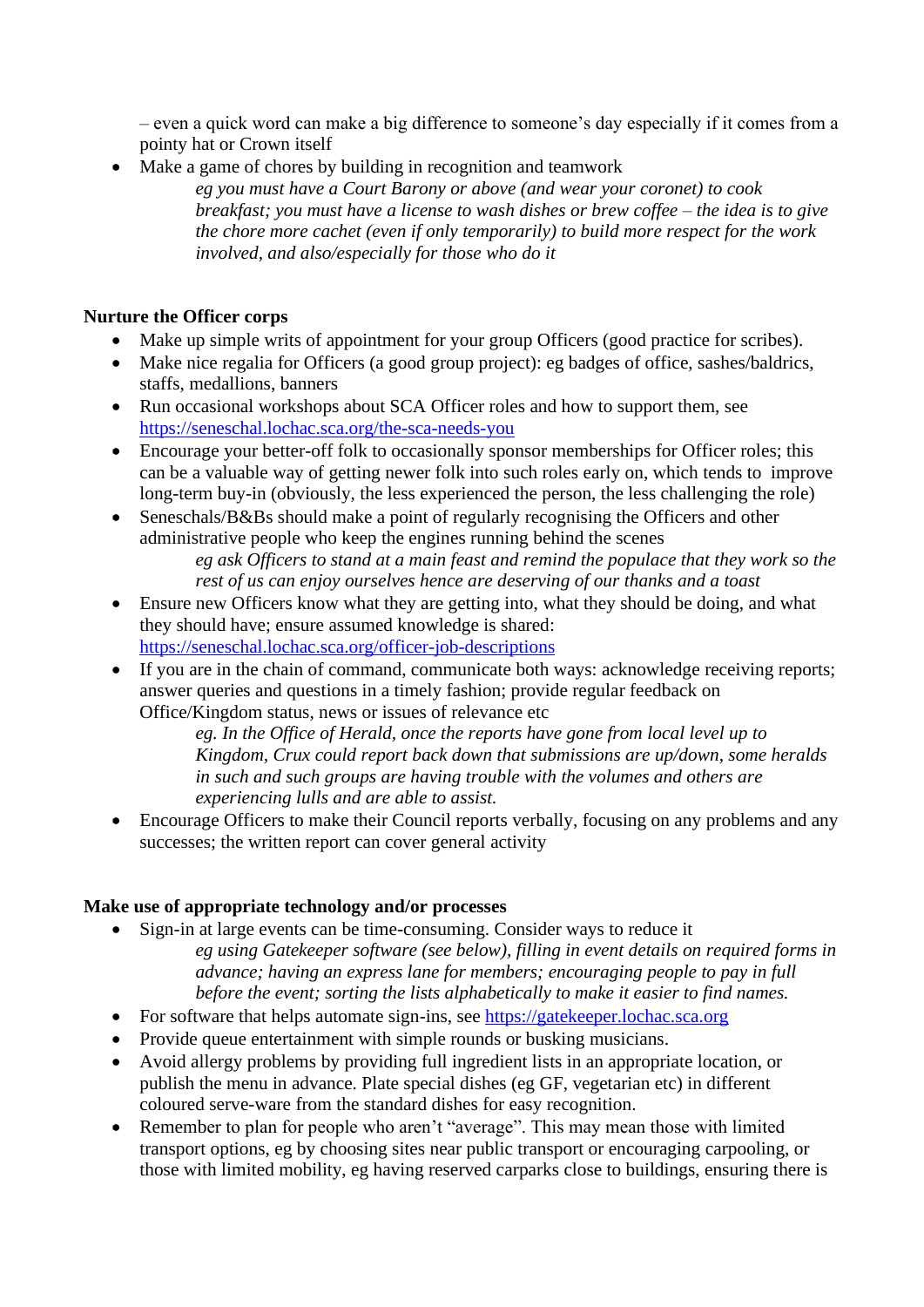– even a quick word can make a big difference to someone's day especially if it comes from a pointy hat or Crown itself

- Make a game of chores by building in recognition and teamwork

    *eg you must have a Court Barony or above (and wear your coronet) to cook breakfast; you must have a license to wash dishes or brew coffee – the idea is to give the chore more cachet (even if only temporarily) to build more respect for the work involved, and also/especially for those who do it*

**Nurture the Officer corps**

- Make up simple writs of appointment for your group Officers (good practice for scribes).
- Make nice regalia for Officers (a good group project): eg badges of office, sashes/baldrics, staffs, medallions, banners
- Run occasional workshops about SCA Officer roles and how to support them, see https://seneschal.lochac.sca.org/the-sca-needs-you
- Encourage your better-off folk to occasionally sponsor memberships for Officer roles; this can be a valuable way of getting newer folk into such roles early on, which tends to improve long-term buy-in (obviously, the less experienced the person, the less challenging the role)
- Seneschals/B&Bs should make a point of regularly recognising the Officers and other administrative people who keep the engines running behind the scenes

    *eg ask Officers to stand at a main feast and remind the populace that they work so the rest of us can enjoy ourselves hence are deserving of our thanks and a toast*

- Ensure new Officers know what they are getting into, what they should be doing, and what they should have; ensure assumed knowledge is shared: https://seneschal.lochac.sca.org/officer-job-descriptions
- If you are in the chain of command, communicate both ways: acknowledge receiving reports; answer queries and questions in a timely fashion; provide regular feedback on Office/Kingdom status, news or issues of relevance etc

    *eg. In the Office of Herald, once the reports have gone from local level up to Kingdom, Crux could report back down that submissions are up/down, some heralds in such and such groups are having trouble with the volumes and others are experiencing lulls and are able to assist.*

- Encourage Officers to make their Council reports verbally, focusing on any problems and any successes; the written report can cover general activity

**Make use of appropriate technology and/or processes**

- Sign-in at large events can be time-consuming. Consider ways to reduce it

    *eg using Gatekeeper software (see below), filling in event details on required forms in advance; having an express lane for members; encouraging people to pay in full before the event; sorting the lists alphabetically to make it easier to find names.*

- For software that helps automate sign-ins, see https://gatekeeper.lochac.sca.org
- Provide queue entertainment with simple rounds or busking musicians.
- Avoid allergy problems by providing full ingredient lists in an appropriate location, or publish the menu in advance. Plate special dishes (eg GF, vegetarian etc) in different coloured serve-ware from the standard dishes for easy recognition.
- Remember to plan for people who aren't "average". This may mean those with limited transport options, eg by choosing sites near public transport or encouraging carpooling, or those with limited mobility, eg having reserved carparks close to buildings, ensuring there is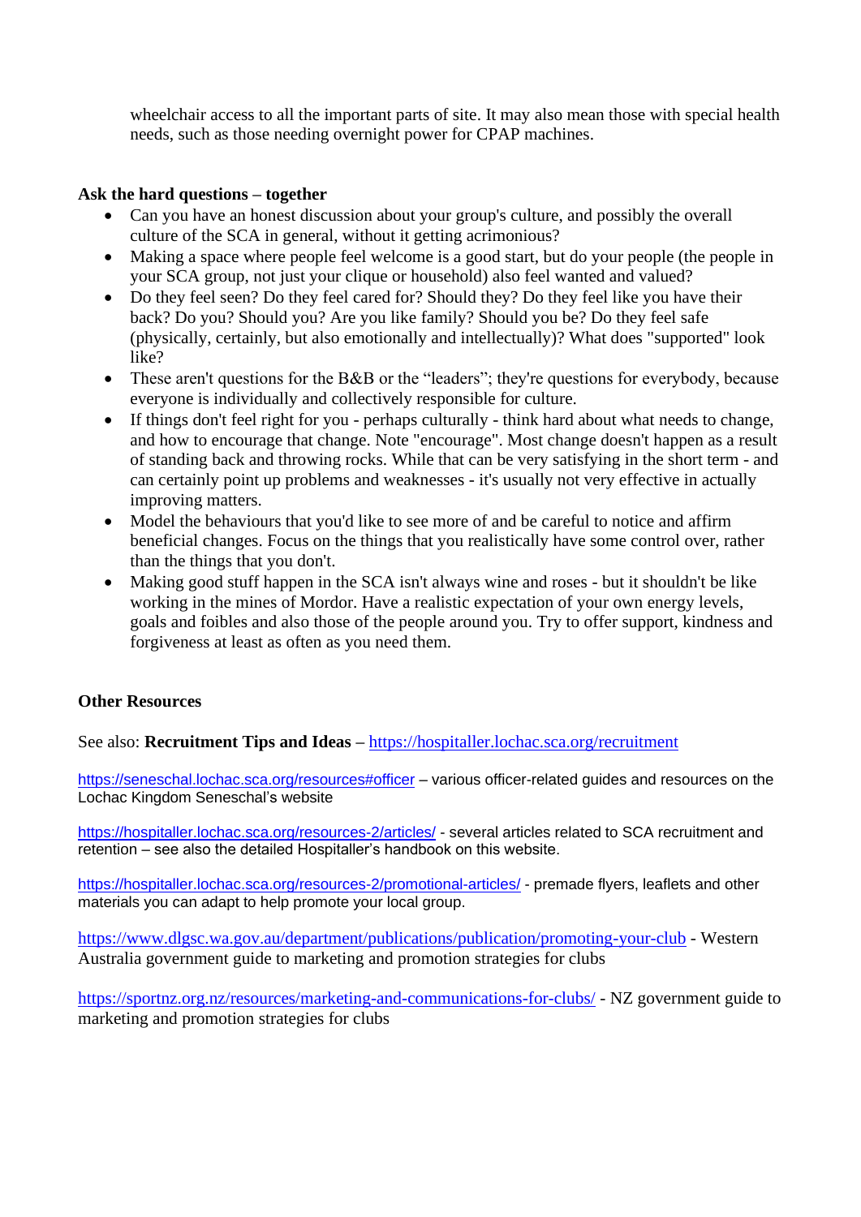wheelchair access to all the important parts of site. It may also mean those with special health needs, such as those needing overnight power for CPAP machines.

**Ask the hard questions – together**

- Can you have an honest discussion about your group's culture, and possibly the overall culture of the SCA in general, without it getting acrimonious?
- Making a space where people feel welcome is a good start, but do your people (the people in your SCA group, not just your clique or household) also feel wanted and valued?
- Do they feel seen? Do they feel cared for? Should they? Do they feel like you have their back? Do you? Should you? Are you like family? Should you be? Do they feel safe (physically, certainly, but also emotionally and intellectually)? What does "supported" look like?
- These aren't questions for the B&B or the "leaders"; they're questions for everybody, because everyone is individually and collectively responsible for culture.
- If things don't feel right for you - perhaps culturally - think hard about what needs to change, and how to encourage that change. Note "encourage". Most change doesn't happen as a result of standing back and throwing rocks. While that can be very satisfying in the short term - and can certainly point up problems and weaknesses - it's usually not very effective in actually improving matters.
- Model the behaviours that you'd like to see more of and be careful to notice and affirm beneficial changes. Focus on the things that you realistically have some control over, rather than the things that you don't.
- Making good stuff happen in the SCA isn't always wine and roses - but it shouldn't be like working in the mines of Mordor. Have a realistic expectation of your own energy levels, goals and foibles and also those of the people around you. Try to offer support, kindness and forgiveness at least as often as you need them.

**Other Resources**

See also: **Recruitment Tips and Ideas** – https://hospitaller.lochac.sca.org/recruitment

https://seneschal.lochac.sca.org/resources#officer – various officer-related guides and resources on the Lochac Kingdom Seneschal's website

https://hospitaller.lochac.sca.org/resources-2/articles/ - several articles related to SCA recruitment and retention – see also the detailed Hospitaller's handbook on this website.

https://hospitaller.lochac.sca.org/resources-2/promotional-articles/ - premade flyers, leaflets and other materials you can adapt to help promote your local group.

https://www.dlgsc.wa.gov.au/department/publications/publication/promoting-your-club - Western Australia government guide to marketing and promotion strategies for clubs

https://sportnz.org.nz/resources/marketing-and-communications-for-clubs/ - NZ government guide to marketing and promotion strategies for clubs